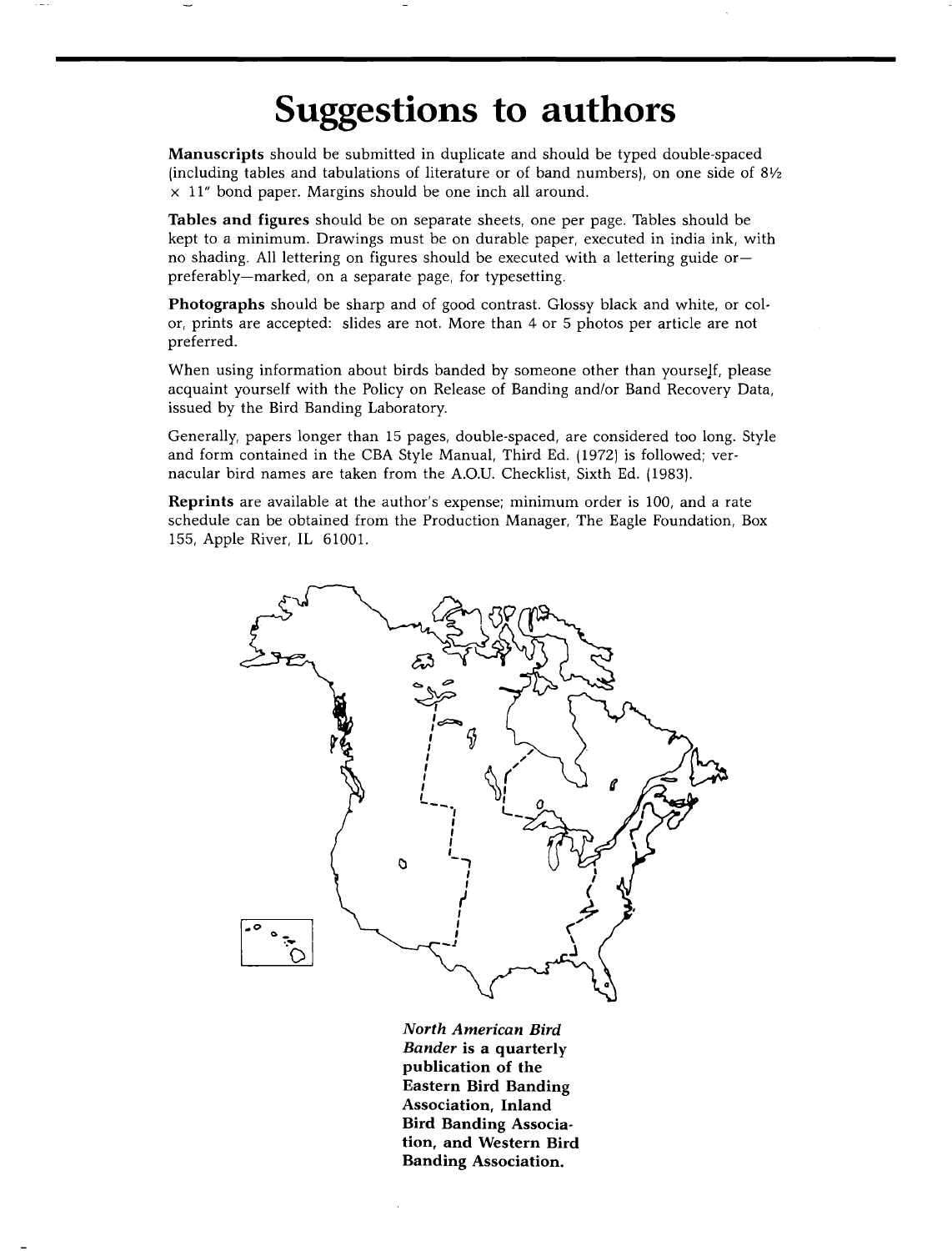# Suggestions to authors

**Manuscripts** should be submitted in duplicate and should be typed double-spaced (including tables and tabulations of literature or of band numbers), on one side of 8½ x 11" bond paper. Margins should be one inch all around.

**Tables and figures** should be on separate sheets, one per page. Tables should be kept to a minimum. Drawings must be on durable paper, executed in india ink, with no shading. All lettering on figures should be executed with a lettering guide or—preferably—marked, on a separate page, for typesetting.

**Photographs** should be sharp and of good contrast. Glossy black and white, or color, prints are accepted: slides are not. More than 4 or 5 photos per article are not preferred.

When using information about birds banded by someone other than yourself, please acquaint yourself with the Policy on Release of Banding and/or Band Recovery Data, issued by the Bird Banding Laboratory.

Generally, papers longer than 15 pages, double-spaced, are considered too long. Style and form contained in the CBA Style Manual, Third Ed. (1972) is followed; vernacular bird names are taken from the A.O.U. Checklist, Sixth Ed. (1983).

**Reprints** are available at the author's expense; minimum order is 100, and a rate schedule can be obtained from the Production Manager, The Eagle Foundation, Box 155, Apple River, IL 61001.

***North American Bird Bander* is a quarterly publication of the Eastern Bird Banding Association, Inland Bird Banding Association, and Western Bird Banding Association.**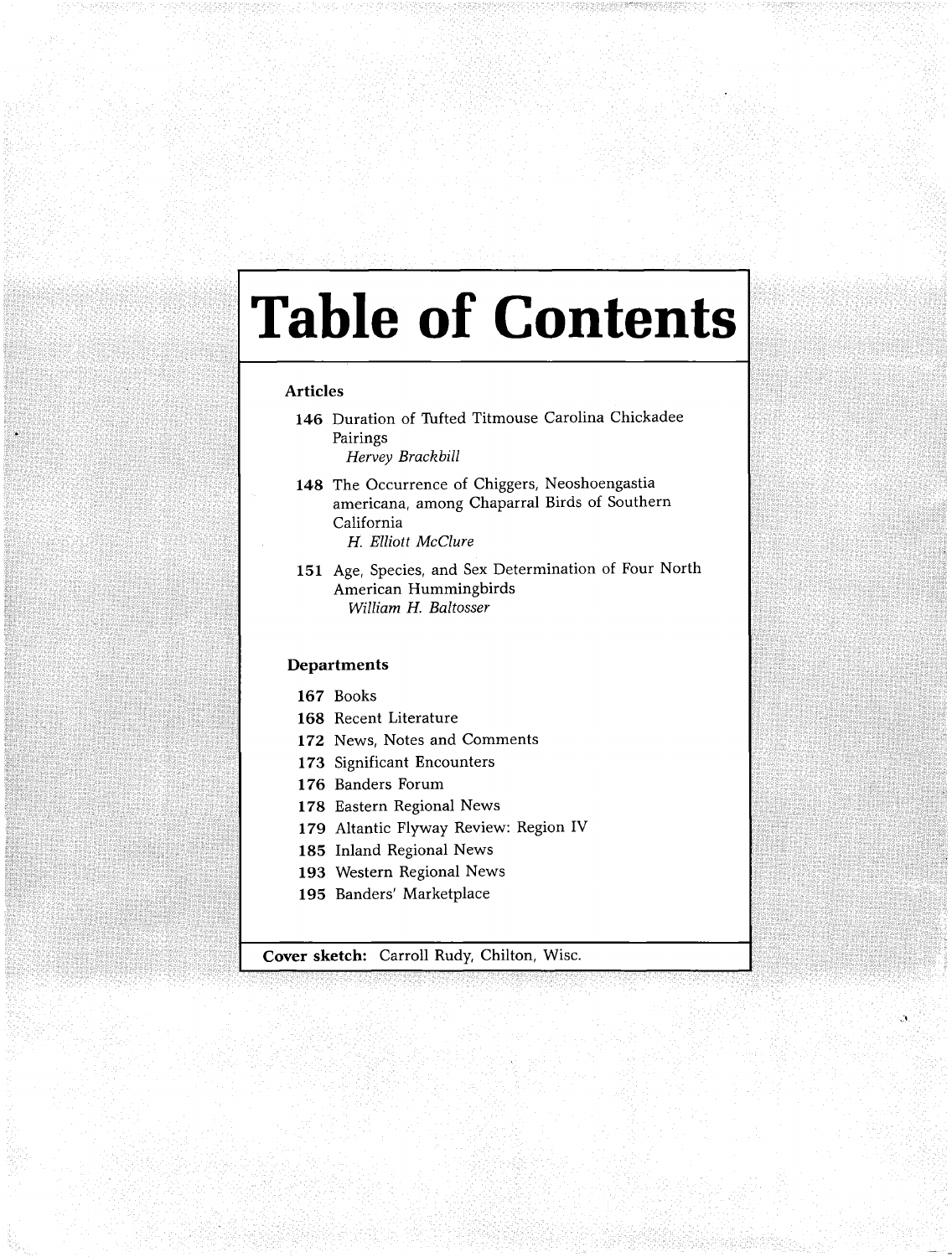# Table of Contents

## Articles

**146** Duration of Tufted Titmouse Carolina Chickadee Pairings
*Hervey Brackbill*

**148** The Occurrence of Chiggers, Neoshoengastia americana, among Chaparral Birds of Southern California
*H. Elliott McClure*

**151** Age, Species, and Sex Determination of Four North American Hummingbirds
*William H. Baltosser*

## Departments

**167** Books
**168** Recent Literature
**172** News, Notes and Comments
**173** Significant Encounters
**176** Banders Forum
**178** Eastern Regional News
**179** Altantic Flyway Review: Region IV
**185** Inland Regional News
**193** Western Regional News
**195** Banders' Marketplace

**Cover sketch:** Carroll Rudy, Chilton, Wisc.